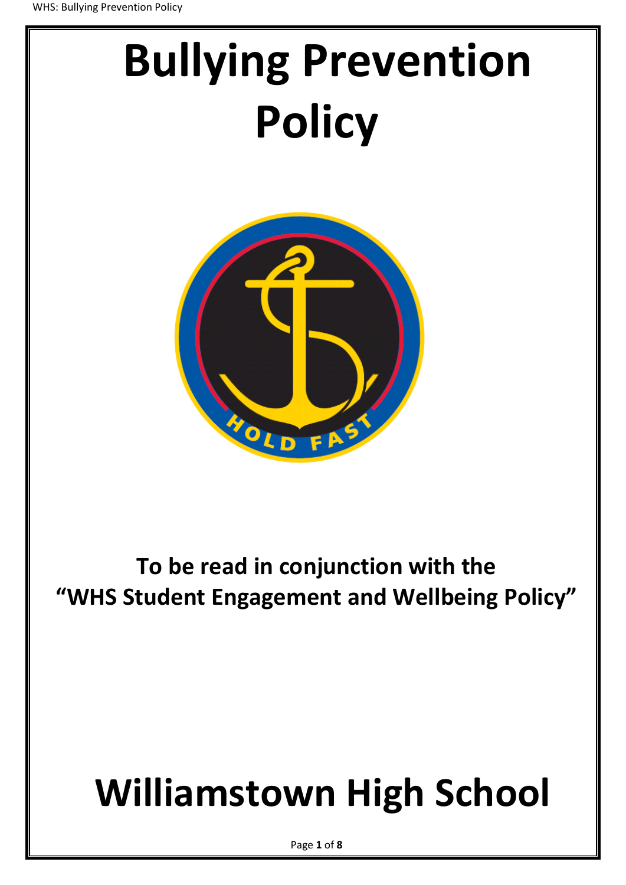# Bullying Prevention Policy

**To be read in conjunction with the "WHS Student Engagement and Wellbeing Policy"**

# Williamstown High School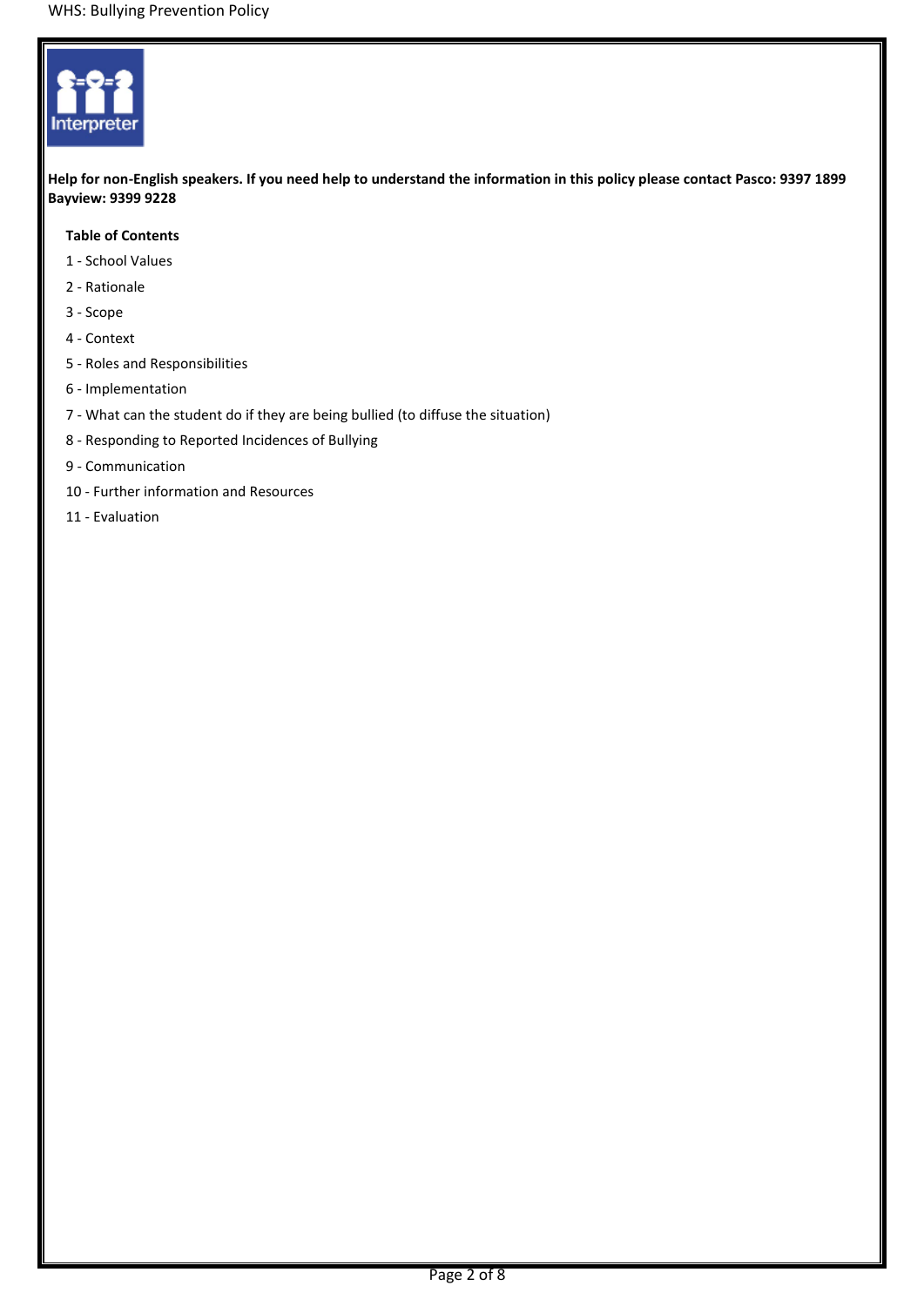**Help for non-English speakers. If you need help to understand the information in this policy please contact Pasco: 9397 1899 Bayview: 9399 9228**

**Table of Contents**

1 - School Values

2 - Rationale

3 - Scope

4 - Context

5 - Roles and Responsibilities

6 - Implementation

7 - What can the student do if they are being bullied (to diffuse the situation)

8 - Responding to Reported Incidences of Bullying

9 - Communication

10 - Further information and Resources

11 - Evaluation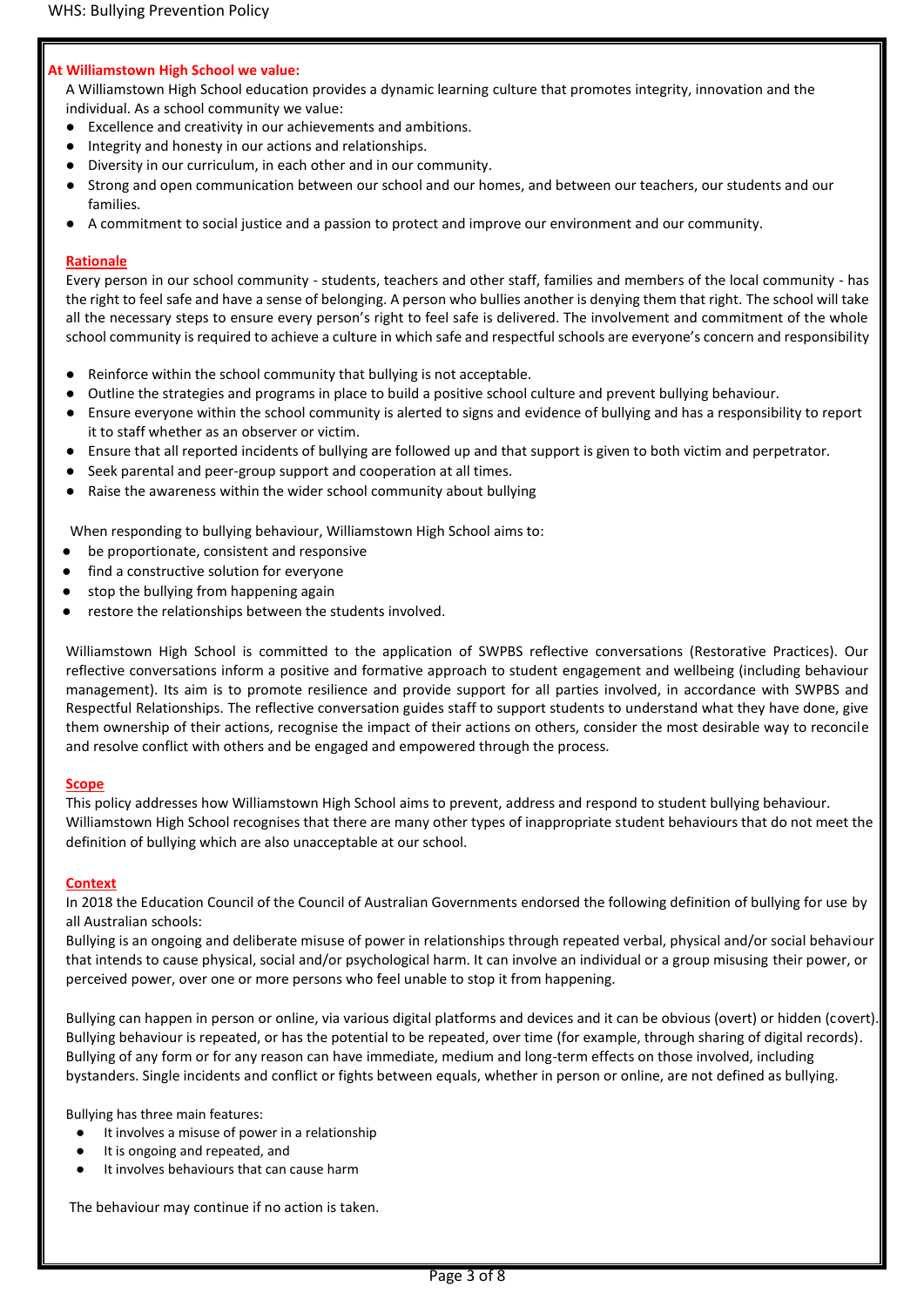**At Williamstown High School we value:**

A Williamstown High School education provides a dynamic learning culture that promotes integrity, innovation and the individual. As a school community we value:

- Excellence and creativity in our achievements and ambitions.
- Integrity and honesty in our actions and relationships.
- Diversity in our curriculum, in each other and in our community.
- Strong and open communication between our school and our homes, and between our teachers, our students and our families.
- A commitment to social justice and a passion to protect and improve our environment and our community.

## Rationale

Every person in our school community - students, teachers and other staff, families and members of the local community - has the right to feel safe and have a sense of belonging. A person who bullies another is denying them that right. The school will take all the necessary steps to ensure every person's right to feel safe is delivered. The involvement and commitment of the whole school community is required to achieve a culture in which safe and respectful schools are everyone's concern and responsibility

- Reinforce within the school community that bullying is not acceptable.
- Outline the strategies and programs in place to build a positive school culture and prevent bullying behaviour.
- Ensure everyone within the school community is alerted to signs and evidence of bullying and has a responsibility to report it to staff whether as an observer or victim.
- Ensure that all reported incidents of bullying are followed up and that support is given to both victim and perpetrator.
- Seek parental and peer-group support and cooperation at all times.
- Raise the awareness within the wider school community about bullying

When responding to bullying behaviour, Williamstown High School aims to:

- be proportionate, consistent and responsive
- find a constructive solution for everyone
- stop the bullying from happening again
- restore the relationships between the students involved.

Williamstown High School is committed to the application of SWPBS reflective conversations (Restorative Practices). Our reflective conversations inform a positive and formative approach to student engagement and wellbeing (including behaviour management). Its aim is to promote resilience and provide support for all parties involved, in accordance with SWPBS and Respectful Relationships. The reflective conversation guides staff to support students to understand what they have done, give them ownership of their actions, recognise the impact of their actions on others, consider the most desirable way to reconcile and resolve conflict with others and be engaged and empowered through the process.

## Scope

This policy addresses how Williamstown High School aims to prevent, address and respond to student bullying behaviour. Williamstown High School recognises that there are many other types of inappropriate student behaviours that do not meet the definition of bullying which are also unacceptable at our school.

## Context

In 2018 the Education Council of the Council of Australian Governments endorsed the following definition of bullying for use by all Australian schools:

Bullying is an ongoing and deliberate misuse of power in relationships through repeated verbal, physical and/or social behaviour that intends to cause physical, social and/or psychological harm. It can involve an individual or a group misusing their power, or perceived power, over one or more persons who feel unable to stop it from happening.

Bullying can happen in person or online, via various digital platforms and devices and it can be obvious (overt) or hidden (covert). Bullying behaviour is repeated, or has the potential to be repeated, over time (for example, through sharing of digital records). Bullying of any form or for any reason can have immediate, medium and long-term effects on those involved, including bystanders. Single incidents and conflict or fights between equals, whether in person or online, are not defined as bullying.

Bullying has three main features:

- It involves a misuse of power in a relationship
- It is ongoing and repeated, and
- It involves behaviours that can cause harm

The behaviour may continue if no action is taken.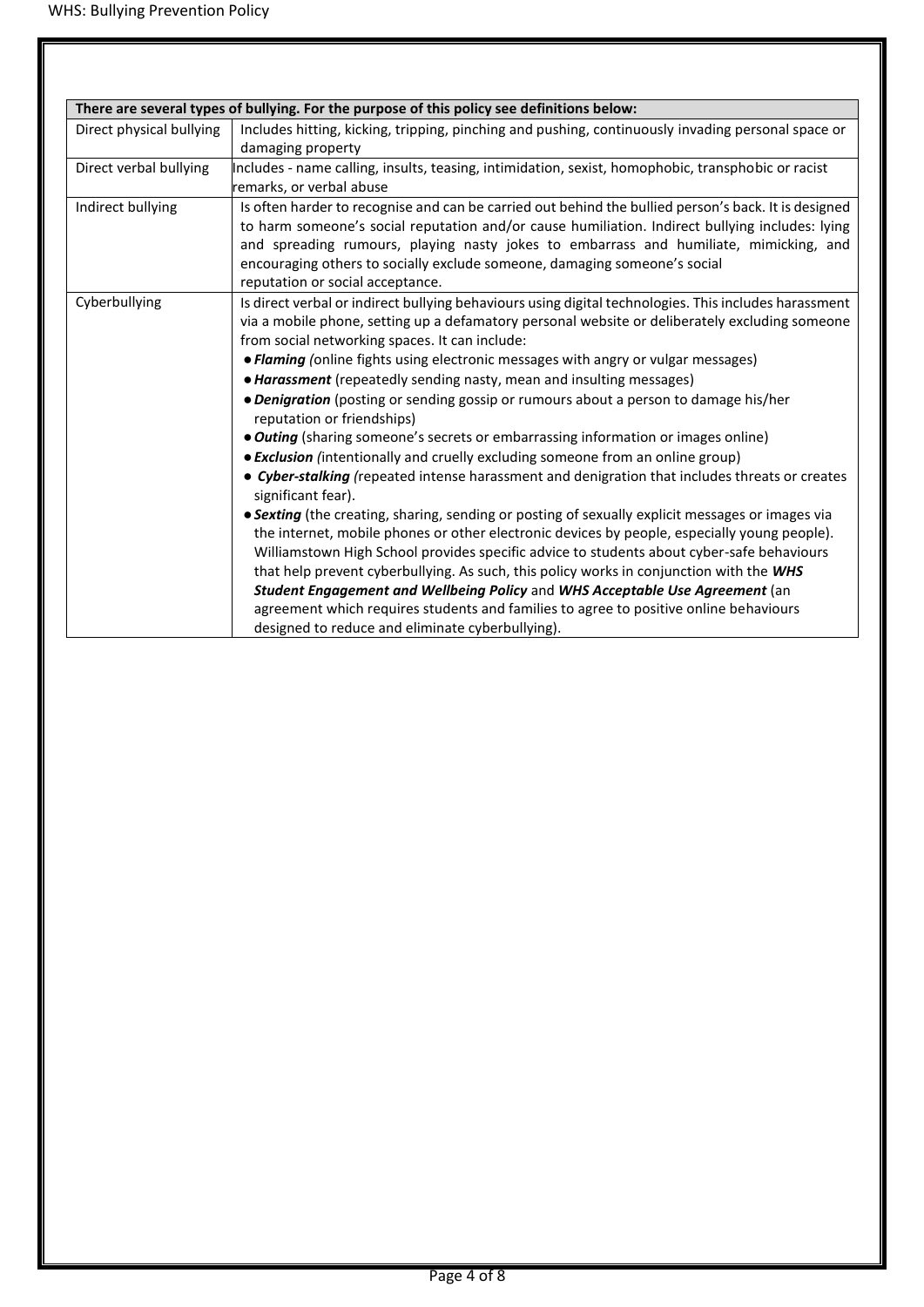| There are several types of bullying. For the purpose of this policy see definitions below: | |
|---|---|
| Direct physical bullying | Includes hitting, kicking, tripping, pinching and pushing, continuously invading personal space or damaging property |
| Direct verbal bullying | Includes - name calling, insults, teasing, intimidation, sexist, homophobic, transphobic or racist remarks, or verbal abuse |
| Indirect bullying | Is often harder to recognise and can be carried out behind the bullied person's back. It is designed to harm someone's social reputation and/or cause humiliation. Indirect bullying includes: lying and spreading rumours, playing nasty jokes to embarrass and humiliate, mimicking, and encouraging others to socially exclude someone, damaging someone's social reputation or social acceptance. |
| Cyberbullying | Is direct verbal or indirect bullying behaviours using digital technologies. This includes harassment via a mobile phone, setting up a defamatory personal website or deliberately excluding someone from social networking spaces. It can include:<br>● ***Flaming*** *(*online fights using electronic messages with angry or vulgar messages)<br>● ***Harassment*** (repeatedly sending nasty, mean and insulting messages)<br>● ***Denigration*** (posting or sending gossip or rumours about a person to damage his/her reputation or friendships)<br>● ***Outing*** (sharing someone's secrets or embarrassing information or images online)<br>● ***Exclusion*** *(*intentionally and cruelly excluding someone from an online group)<br>● ***Cyber-stalking*** *(*repeated intense harassment and denigration that includes threats or creates significant fear).<br>● ***Sexting*** (the creating, sharing, sending or posting of sexually explicit messages or images via the internet, mobile phones or other electronic devices by people, especially young people). Williamstown High School provides specific advice to students about cyber-safe behaviours that help prevent cyberbullying. As such, this policy works in conjunction with the ***WHS Student Engagement and Wellbeing Policy*** and ***WHS Acceptable Use Agreement*** (an agreement which requires students and families to agree to positive online behaviours designed to reduce and eliminate cyberbullying). |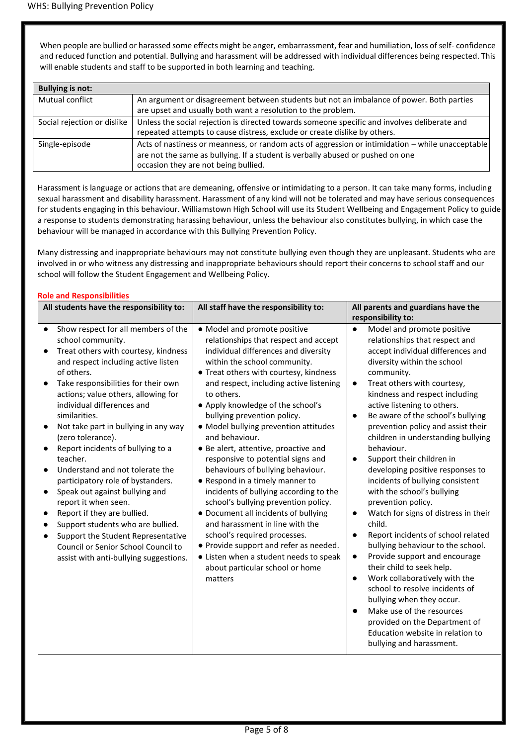When people are bullied or harassed some effects might be anger, embarrassment, fear and humiliation, loss of self- confidence and reduced function and potential. Bullying and harassment will be addressed with individual differences being respected. This will enable students and staff to be supported in both learning and teaching.

| **Bullying is not:** | |
|---|---|
| Mutual conflict | An argument or disagreement between students but not an imbalance of power. Both parties are upset and usually both want a resolution to the problem. |
| Social rejection or dislike | Unless the social rejection is directed towards someone specific and involves deliberate and repeated attempts to cause distress, exclude or create dislike by others. |
| Single-episode | Acts of nastiness or meanness, or random acts of aggression or intimidation – while unacceptable are not the same as bullying. If a student is verbally abused or pushed on one occasion they are not being bullied. |

Harassment is language or actions that are demeaning, offensive or intimidating to a person. It can take many forms, including sexual harassment and disability harassment. Harassment of any kind will not be tolerated and may have serious consequences for students engaging in this behaviour. Williamstown High School will use its Student Wellbeing and Engagement Policy to guide a response to students demonstrating harassing behaviour, unless the behaviour also constitutes bullying, in which case the behaviour will be managed in accordance with this Bullying Prevention Policy.

Many distressing and inappropriate behaviours may not constitute bullying even though they are unpleasant. Students who are involved in or who witness any distressing and inappropriate behaviours should report their concerns to school staff and our school will follow the Student Engagement and Wellbeing Policy.

## Role and Responsibilities

| All students have the responsibility to: | All staff have the responsibility to: | All parents and guardians have the responsibility to: |
|---|---|---|
| • Show respect for all members of the school community.<br>• Treat others with courtesy, kindness and respect including active listen of others.<br>• Take responsibilities for their own actions; value others, allowing for individual differences and similarities.<br>• Not take part in bullying in any way (zero tolerance).<br>• Report incidents of bullying to a teacher.<br>• Understand and not tolerate the participatory role of bystanders.<br>• Speak out against bullying and report it when seen.<br>• Report if they are bullied.<br>• Support students who are bullied.<br>• Support the Student Representative Council or Senior School Council to assist with anti-bullying suggestions. | • Model and promote positive relationships that respect and accept individual differences and diversity within the school community.<br>• Treat others with courtesy, kindness and respect, including active listening to others.<br>• Apply knowledge of the school's bullying prevention policy.<br>• Model bullying prevention attitudes and behaviour.<br>• Be alert, attentive, proactive and responsive to potential signs and behaviours of bullying behaviour.<br>• Respond in a timely manner to incidents of bullying according to the school's bullying prevention policy.<br>• Document all incidents of bullying and harassment in line with the school's required processes.<br>• Provide support and refer as needed.<br>• Listen when a student needs to speak about particular school or home matters | • Model and promote positive relationships that respect and accept individual differences and diversity within the school community.<br>• Treat others with courtesy, kindness and respect including active listening to others.<br>• Be aware of the school's bullying prevention policy and assist their children in understanding bullying behaviour.<br>• Support their children in developing positive responses to incidents of bullying consistent with the school's bullying prevention policy.<br>• Watch for signs of distress in their child.<br>• Report incidents of school related bullying behaviour to the school.<br>• Provide support and encourage their child to seek help.<br>• Work collaboratively with the school to resolve incidents of bullying when they occur.<br>• Make use of the resources provided on the Department of Education website in relation to bullying and harassment. |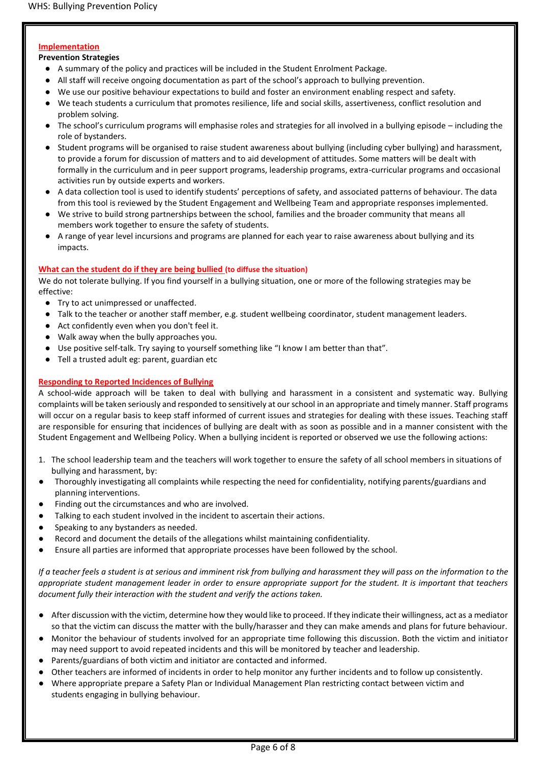## Implementation

### Prevention Strategies

- A summary of the policy and practices will be included in the Student Enrolment Package.
- All staff will receive ongoing documentation as part of the school's approach to bullying prevention.
- We use our positive behaviour expectations to build and foster an environment enabling respect and safety.
- We teach students a curriculum that promotes resilience, life and social skills, assertiveness, conflict resolution and problem solving.
- The school's curriculum programs will emphasise roles and strategies for all involved in a bullying episode – including the role of bystanders.
- Student programs will be organised to raise student awareness about bullying (including cyber bullying) and harassment, to provide a forum for discussion of matters and to aid development of attitudes. Some matters will be dealt with formally in the curriculum and in peer support programs, leadership programs, extra-curricular programs and occasional activities run by outside experts and workers.
- A data collection tool is used to identify students' perceptions of safety, and associated patterns of behaviour. The data from this tool is reviewed by the Student Engagement and Wellbeing Team and appropriate responses implemented.
- We strive to build strong partnerships between the school, families and the broader community that means all members work together to ensure the safety of students.
- A range of year level incursions and programs are planned for each year to raise awareness about bullying and its impacts.

## What can the student do if they are being bullied (to diffuse the situation)

We do not tolerate bullying. If you find yourself in a bullying situation, one or more of the following strategies may be effective:

- Try to act unimpressed or unaffected.
- Talk to the teacher or another staff member, e.g. student wellbeing coordinator, student management leaders.
- Act confidently even when you don't feel it.
- Walk away when the bully approaches you.
- Use positive self-talk. Try saying to yourself something like "I know I am better than that".
- Tell a trusted adult eg: parent, guardian etc

## Responding to Reported Incidences of Bullying

A school-wide approach will be taken to deal with bullying and harassment in a consistent and systematic way. Bullying complaints will be taken seriously and responded to sensitively at our school in an appropriate and timely manner. Staff programs will occur on a regular basis to keep staff informed of current issues and strategies for dealing with these issues. Teaching staff are responsible for ensuring that incidences of bullying are dealt with as soon as possible and in a manner consistent with the Student Engagement and Wellbeing Policy. When a bullying incident is reported or observed we use the following actions:

1. The school leadership team and the teachers will work together to ensure the safety of all school members in situations of bullying and harassment, by:

- Thoroughly investigating all complaints while respecting the need for confidentiality, notifying parents/guardians and planning interventions.
- Finding out the circumstances and who are involved.
- Talking to each student involved in the incident to ascertain their actions.
- Speaking to any bystanders as needed.
- Record and document the details of the allegations whilst maintaining confidentiality.
- Ensure all parties are informed that appropriate processes have been followed by the school.

*If a teacher feels a student is at serious and imminent risk from bullying and harassment they will pass on the information to the appropriate student management leader in order to ensure appropriate support for the student. It is important that teachers document fully their interaction with the student and verify the actions taken.*

- After discussion with the victim, determine how they would like to proceed. If they indicate their willingness, act as a mediator so that the victim can discuss the matter with the bully/harasser and they can make amends and plans for future behaviour.
- Monitor the behaviour of students involved for an appropriate time following this discussion. Both the victim and initiator may need support to avoid repeated incidents and this will be monitored by teacher and leadership.
- Parents/guardians of both victim and initiator are contacted and informed.
- Other teachers are informed of incidents in order to help monitor any further incidents and to follow up consistently.
- Where appropriate prepare a Safety Plan or Individual Management Plan restricting contact between victim and students engaging in bullying behaviour.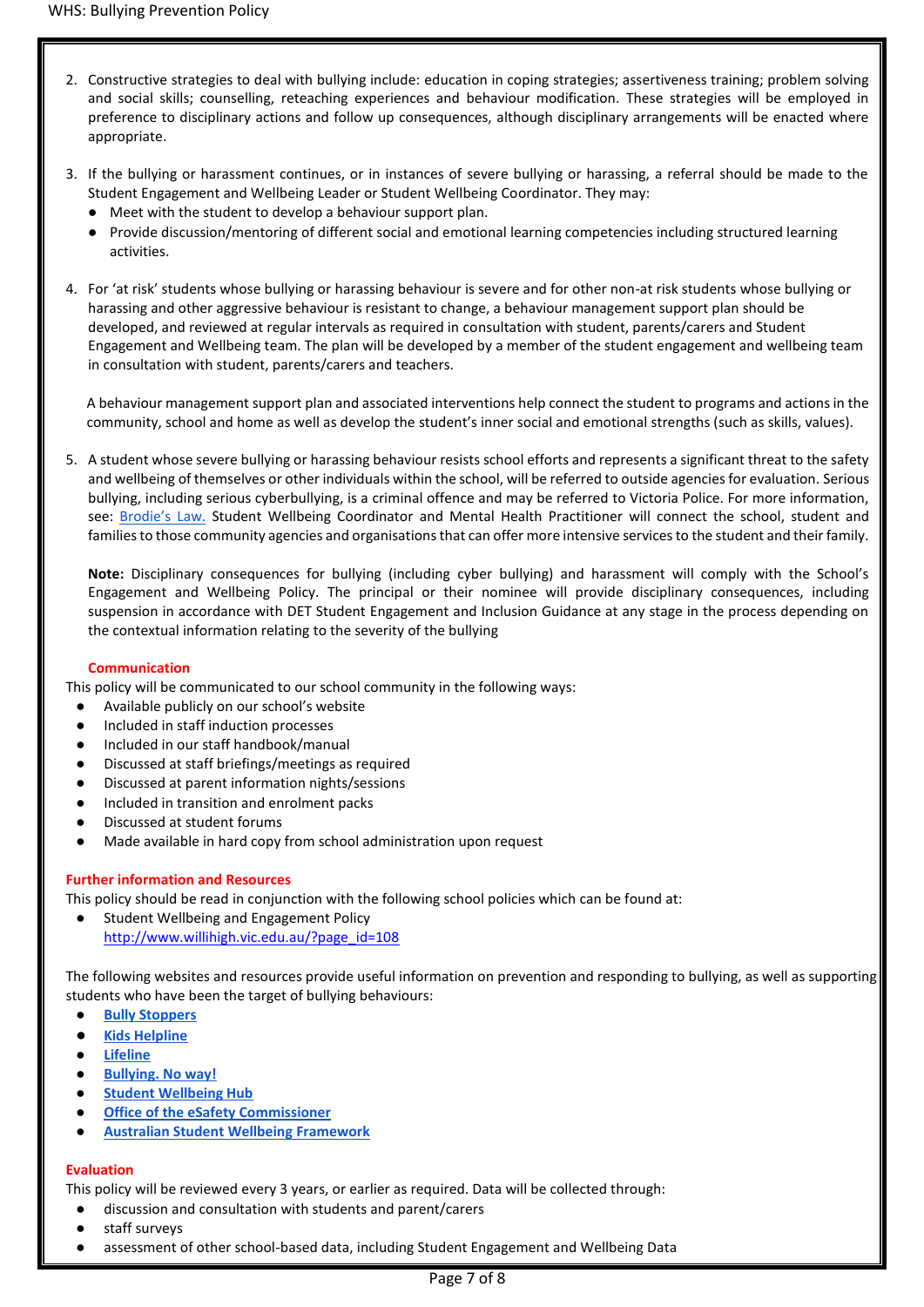2. Constructive strategies to deal with bullying include: education in coping strategies; assertiveness training; problem solving and social skills; counselling, reteaching experiences and behaviour modification. These strategies will be employed in preference to disciplinary actions and follow up consequences, although disciplinary arrangements will be enacted where appropriate.

3. If the bullying or harassment continues, or in instances of severe bullying or harassing, a referral should be made to the Student Engagement and Wellbeing Leader or Student Wellbeing Coordinator. They may:
   - Meet with the student to develop a behaviour support plan.
   - Provide discussion/mentoring of different social and emotional learning competencies including structured learning activities.

4. For 'at risk' students whose bullying or harassing behaviour is severe and for other non-at risk students whose bullying or harassing and other aggressive behaviour is resistant to change, a behaviour management support plan should be developed, and reviewed at regular intervals as required in consultation with student, parents/carers and Student Engagement and Wellbeing team. The plan will be developed by a member of the student engagement and wellbeing team in consultation with student, parents/carers and teachers.

   A behaviour management support plan and associated interventions help connect the student to programs and actions in the community, school and home as well as develop the student's inner social and emotional strengths (such as skills, values).

5. A student whose severe bullying or harassing behaviour resists school efforts and represents a significant threat to the safety and wellbeing of themselves or other individuals within the school, will be referred to outside agencies for evaluation. Serious bullying, including serious cyberbullying, is a criminal offence and may be referred to Victoria Police. For more information, see: Brodie's Law. Student Wellbeing Coordinator and Mental Health Practitioner will connect the school, student and families to those community agencies and organisations that can offer more intensive services to the student and their family.

   **Note:** Disciplinary consequences for bullying (including cyber bullying) and harassment will comply with the School's Engagement and Wellbeing Policy. The principal or their nominee will provide disciplinary consequences, including suspension in accordance with DET Student Engagement and Inclusion Guidance at any stage in the process depending on the contextual information relating to the severity of the bullying

## Communication

This policy will be communicated to our school community in the following ways:

- Available publicly on our school's website
- Included in staff induction processes
- Included in our staff handbook/manual
- Discussed at staff briefings/meetings as required
- Discussed at parent information nights/sessions
- Included in transition and enrolment packs
- Discussed at student forums
- Made available in hard copy from school administration upon request

## Further information and Resources

This policy should be read in conjunction with the following school policies which can be found at:

- Student Wellbeing and Engagement Policy
  http://www.willihigh.vic.edu.au/?page_id=108

The following websites and resources provide useful information on prevention and responding to bullying, as well as supporting students who have been the target of bullying behaviours:

- **Bully Stoppers**
- **Kids Helpline**
- **Lifeline**
- **Bullying. No way!**
- **Student Wellbeing Hub**
- **Office of the eSafety Commissioner**
- **Australian Student Wellbeing Framework**

## Evaluation

This policy will be reviewed every 3 years, or earlier as required. Data will be collected through:

- discussion and consultation with students and parent/carers
- staff surveys
- assessment of other school-based data, including Student Engagement and Wellbeing Data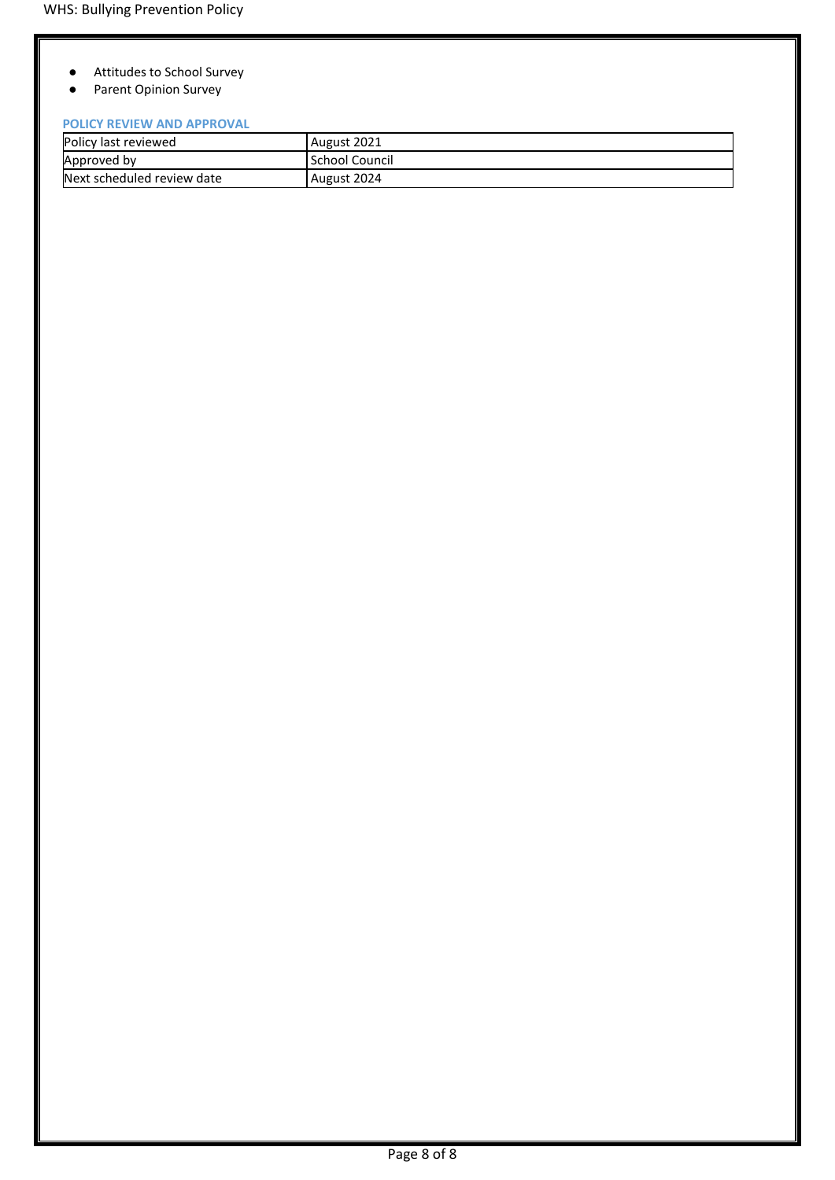- Attitudes to School Survey
- Parent Opinion Survey

## POLICY REVIEW AND APPROVAL

| | |
|---|---|
| Policy last reviewed | August 2021 |
| Approved by | School Council |
| Next scheduled review date | August 2024 |